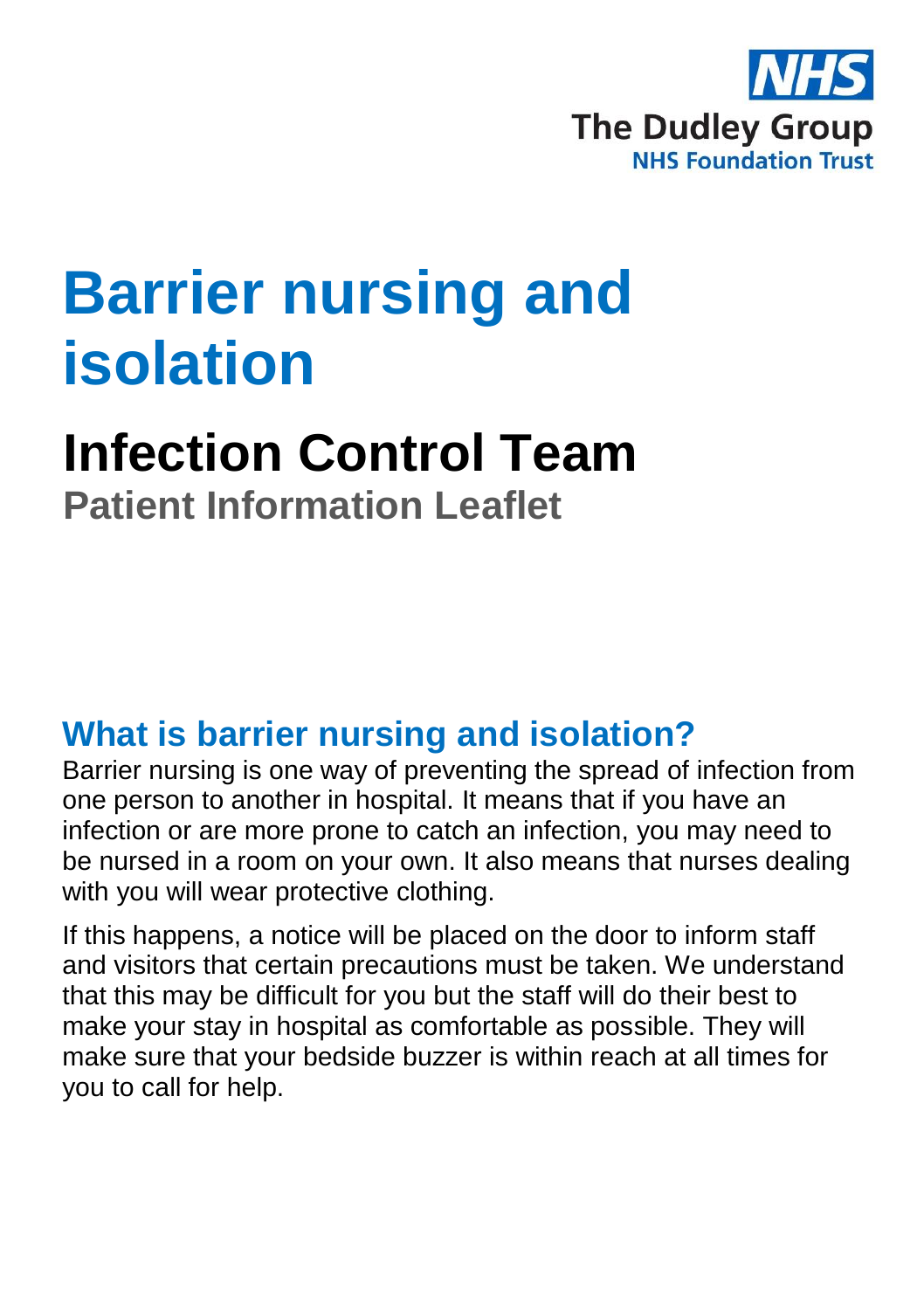NHS

The Dudley Group

NHS Foundation Trust

# Barrier nursing and isolation

## Infection Control Team

**Patient Information Leaflet**

## What is barrier nursing and isolation?

Barrier nursing is one way of preventing the spread of infection from one person to another in hospital. It means that if you have an infection or are more prone to catch an infection, you may need to be nursed in a room on your own. It also means that nurses dealing with you will wear protective clothing.

If this happens, a notice will be placed on the door to inform staff and visitors that certain precautions must be taken. We understand that this may be difficult for you but the staff will do their best to make your stay in hospital as comfortable as possible. They will make sure that your bedside buzzer is within reach at all times for you to call for help.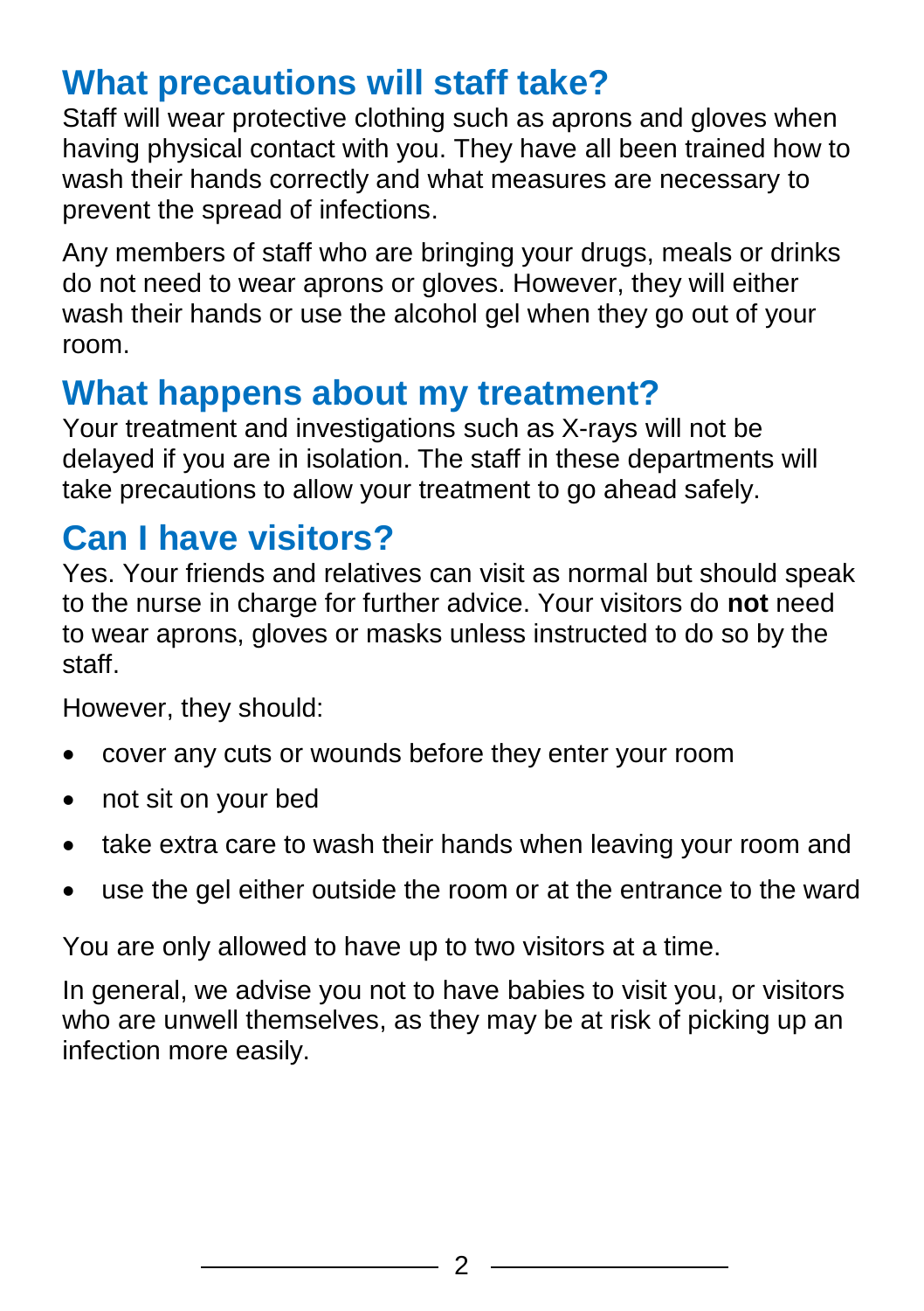## What precautions will staff take?

Staff will wear protective clothing such as aprons and gloves when having physical contact with you. They have all been trained how to wash their hands correctly and what measures are necessary to prevent the spread of infections.

Any members of staff who are bringing your drugs, meals or drinks do not need to wear aprons or gloves. However, they will either wash their hands or use the alcohol gel when they go out of your room.

## What happens about my treatment?

Your treatment and investigations such as X-rays will not be delayed if you are in isolation. The staff in these departments will take precautions to allow your treatment to go ahead safely.

## Can I have visitors?

Yes. Your friends and relatives can visit as normal but should speak to the nurse in charge for further advice. Your visitors do **not** need to wear aprons, gloves or masks unless instructed to do so by the staff.

However, they should:

- cover any cuts or wounds before they enter your room
- not sit on your bed
- take extra care to wash their hands when leaving your room and
- use the gel either outside the room or at the entrance to the ward

You are only allowed to have up to two visitors at a time.

In general, we advise you not to have babies to visit you, or visitors who are unwell themselves, as they may be at risk of picking up an infection more easily.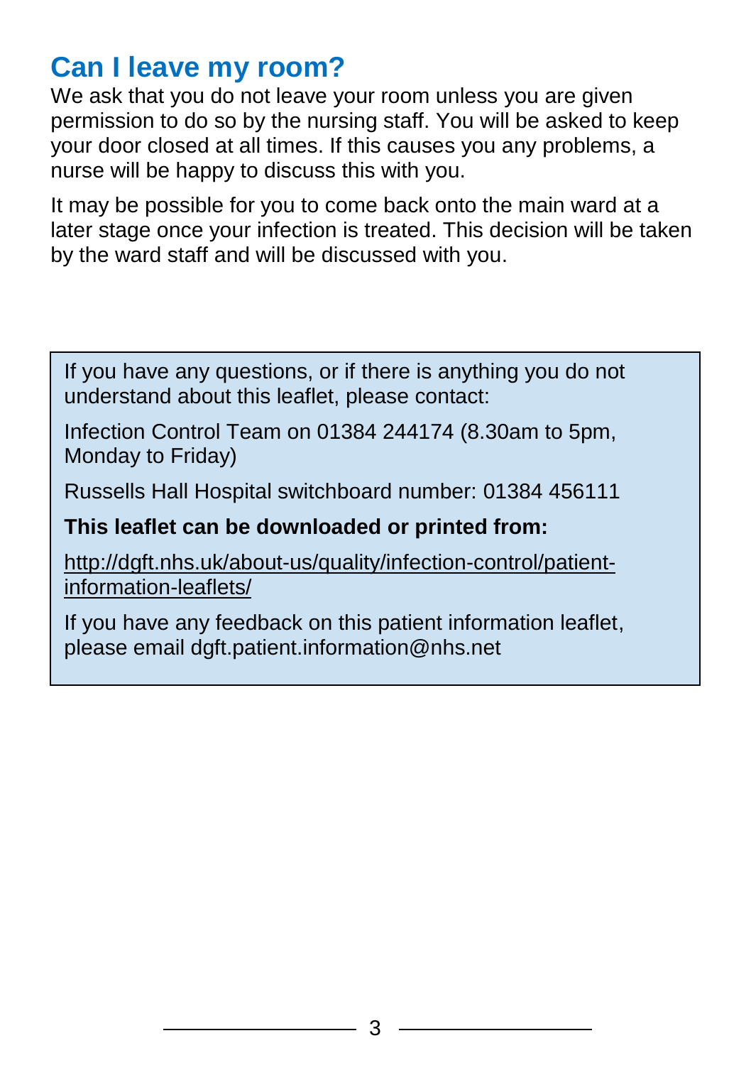## Can I leave my room?

We ask that you do not leave your room unless you are given permission to do so by the nursing staff. You will be asked to keep your door closed at all times. If this causes you any problems, a nurse will be happy to discuss this with you.

It may be possible for you to come back onto the main ward at a later stage once your infection is treated. This decision will be taken by the ward staff and will be discussed with you.

If you have any questions, or if there is anything you do not understand about this leaflet, please contact:

Infection Control Team on 01384 244174 (8.30am to 5pm, Monday to Friday)

Russells Hall Hospital switchboard number: 01384 456111

**This leaflet can be downloaded or printed from:**

http://dgft.nhs.uk/about-us/quality/infection-control/patient-information-leaflets/

If you have any feedback on this patient information leaflet, please email dgft.patient.information@nhs.net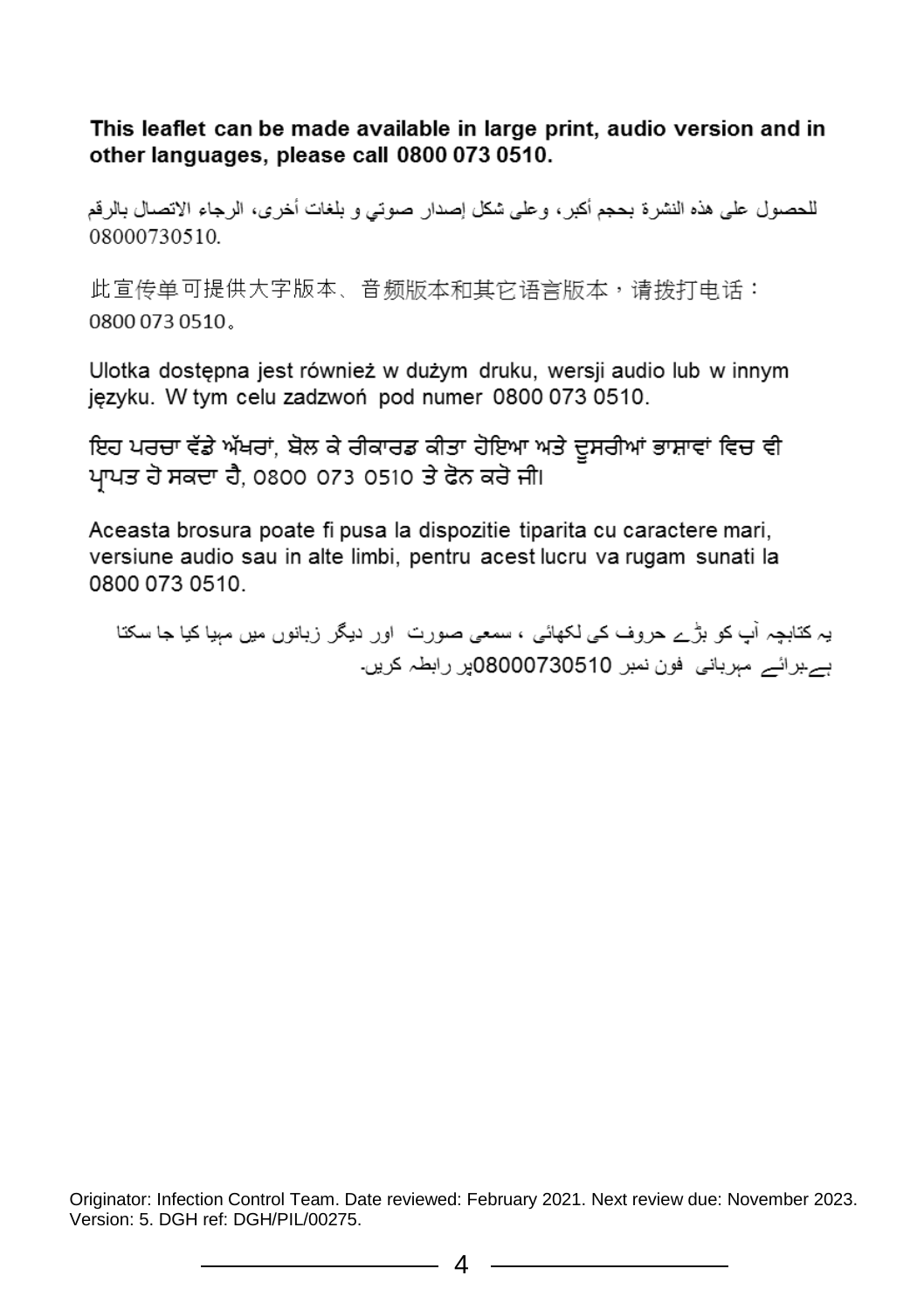**This leaflet can be made available in large print, audio version and in other languages, please call 0800 073 0510.**

للحصول على هذه النشرة بحجم أكبر، وعلى شكل إصدار صوتي و بلغات أخرى، الرجاء الاتصال بالرقم 08000730510.

此宣传单可提供大字版本、音频版本和其它语言版本，请拨打电话：0800 073 0510。

Ulotka dostępna jest również w dużym druku, wersji audio lub w innym języku. W tym celu zadzwoń pod numer 0800 073 0510.

ਇਹ ਪਰਚਾ ਵੱਡੇ ਅੱਖਰਾਂ, ਬੋਲ ਕੇ ਰੀਕਾਰਡ ਕੀਤਾ ਹੋਇਆ ਅਤੇ ਦੂਸਰੀਆਂ ਭਾਸ਼ਾਵਾਂ ਵਿਚ ਵੀ ਪ੍ਰਾਪਤ ਹੋ ਸਕਦਾ ਹੈ, 0800 073 0510 ਤੇ ਫੋਨ ਕਰੋ ਜੀ।

Aceasta brosura poate fi pusa la dispozitie tiparita cu caractere mari, versiune audio sau in alte limbi, pentru acest lucru va rugam sunati la 0800 073 0510.

یہ کتابچہ آپ کو بڑے حروف کی لکھائی ، سمعی صورت اور دیگر زبانوں میں مہیا کیا جا سکتا ہے۔برائے مہربانی فون نمبر 08000730510پر رابطہ کریں۔

Originator: Infection Control Team. Date reviewed: February 2021. Next review due: November 2023. Version: 5. DGH ref: DGH/PIL/00275.